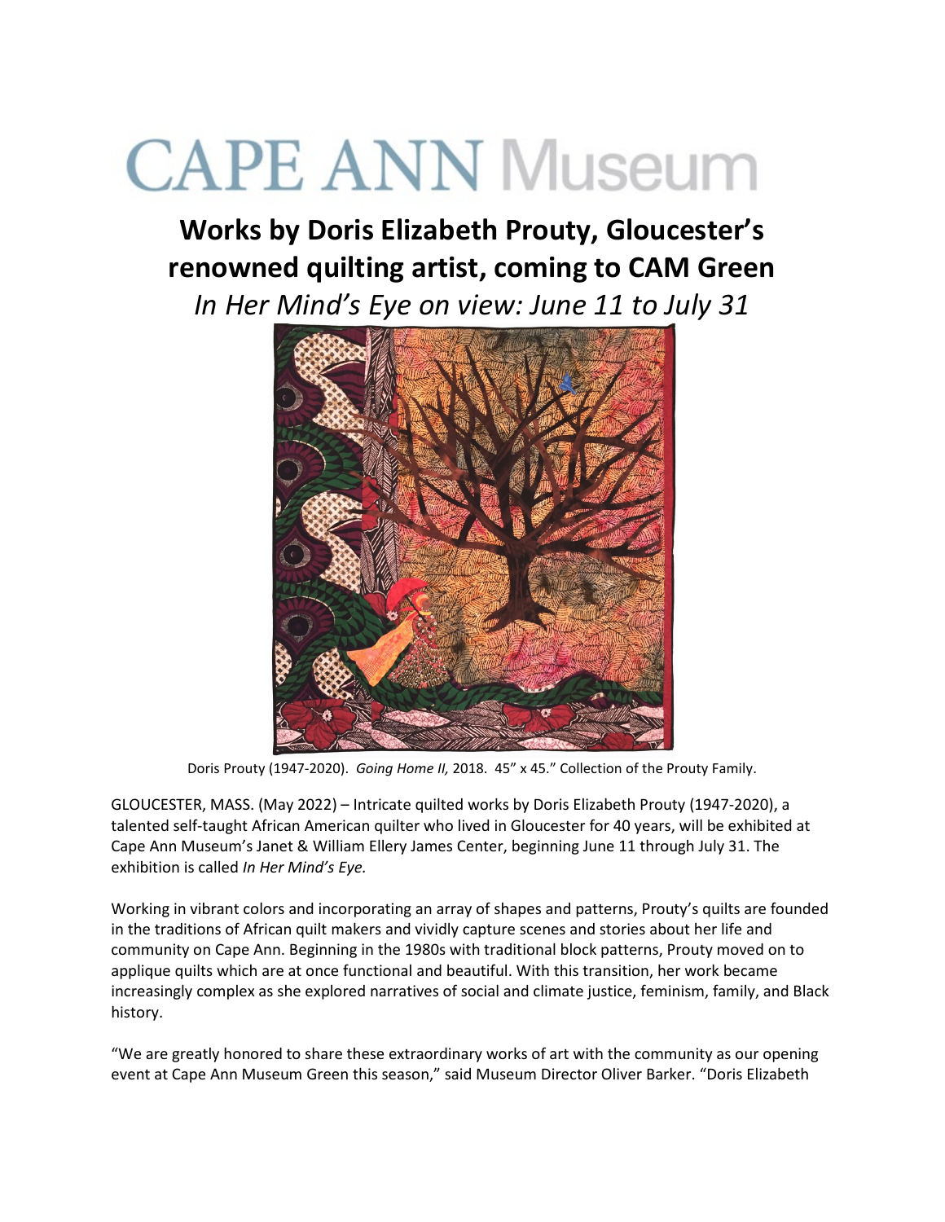# CAPE ANN Museum

## Works by Doris Elizabeth Prouty, Gloucester's renowned quilting artist, coming to CAM Green

*In Her Mind's Eye on view: June 11 to July 31*

Doris Prouty (1947-2020). *Going Home II,* 2018. 45" x 45." Collection of the Prouty Family.

GLOUCESTER, MASS. (May 2022) – Intricate quilted works by Doris Elizabeth Prouty (1947-2020), a talented self-taught African American quilter who lived in Gloucester for 40 years, will be exhibited at Cape Ann Museum's Janet & William Ellery James Center, beginning June 11 through July 31. The exhibition is called *In Her Mind's Eye.*

Working in vibrant colors and incorporating an array of shapes and patterns, Prouty's quilts are founded in the traditions of African quilt makers and vividly capture scenes and stories about her life and community on Cape Ann. Beginning in the 1980s with traditional block patterns, Prouty moved on to applique quilts which are at once functional and beautiful. With this transition, her work became increasingly complex as she explored narratives of social and climate justice, feminism, family, and Black history.

"We are greatly honored to share these extraordinary works of art with the community as our opening event at Cape Ann Museum Green this season," said Museum Director Oliver Barker. "Doris Elizabeth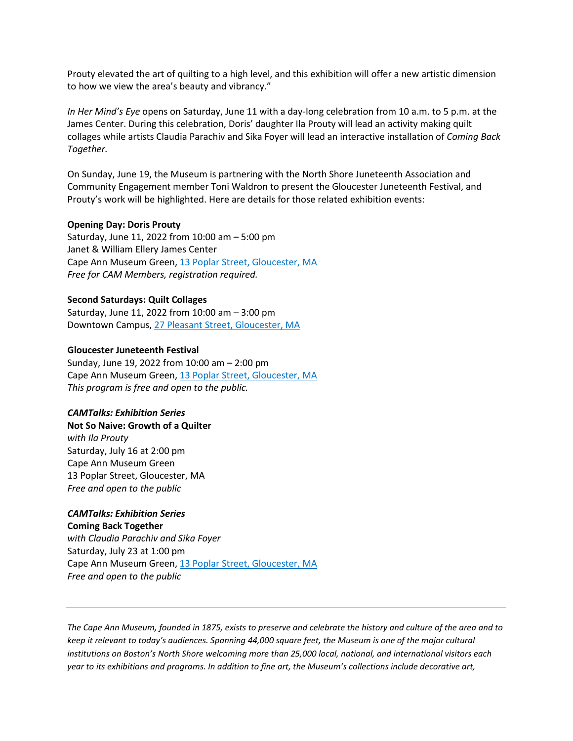Prouty elevated the art of quilting to a high level, and this exhibition will offer a new artistic dimension to how we view the area's beauty and vibrancy."

*In Her Mind's Eye* opens on Saturday, June 11 with a day-long celebration from 10 a.m. to 5 p.m. at the James Center. During this celebration, Doris' daughter Ila Prouty will lead an activity making quilt collages while artists Claudia Parachiv and Sika Foyer will lead an interactive installation of *Coming Back Together.*

On Sunday, June 19, the Museum is partnering with the North Shore Juneteenth Association and Community Engagement member Toni Waldron to present the Gloucester Juneteenth Festival, and Prouty's work will be highlighted. Here are details for those related exhibition events:

**Opening Day: Doris Prouty**
Saturday, June 11, 2022 from 10:00 am – 5:00 pm
Janet & William Ellery James Center
Cape Ann Museum Green, 13 Poplar Street, Gloucester, MA
*Free for CAM Members, registration required.*

**Second Saturdays: Quilt Collages**
Saturday, June 11, 2022 from 10:00 am – 3:00 pm
Downtown Campus, 27 Pleasant Street, Gloucester, MA

**Gloucester Juneteenth Festival**
Sunday, June 19, 2022 from 10:00 am – 2:00 pm
Cape Ann Museum Green, 13 Poplar Street, Gloucester, MA
*This program is free and open to the public.*

***CAMTalks: Exhibition Series***
**Not So Naive: Growth of a Quilter**
*with Ila Prouty*
Saturday, July 16 at 2:00 pm
Cape Ann Museum Green
13 Poplar Street, Gloucester, MA
*Free and open to the public*

***CAMTalks: Exhibition Series***
**Coming Back Together**
*with Claudia Parachiv and Sika Foyer*
Saturday, July 23 at 1:00 pm
Cape Ann Museum Green, 13 Poplar Street, Gloucester, MA
*Free and open to the public*

---

*The Cape Ann Museum, founded in 1875, exists to preserve and celebrate the history and culture of the area and to keep it relevant to today's audiences. Spanning 44,000 square feet, the Museum is one of the major cultural institutions on Boston's North Shore welcoming more than 25,000 local, national, and international visitors each year to its exhibitions and programs. In addition to fine art, the Museum's collections include decorative art,*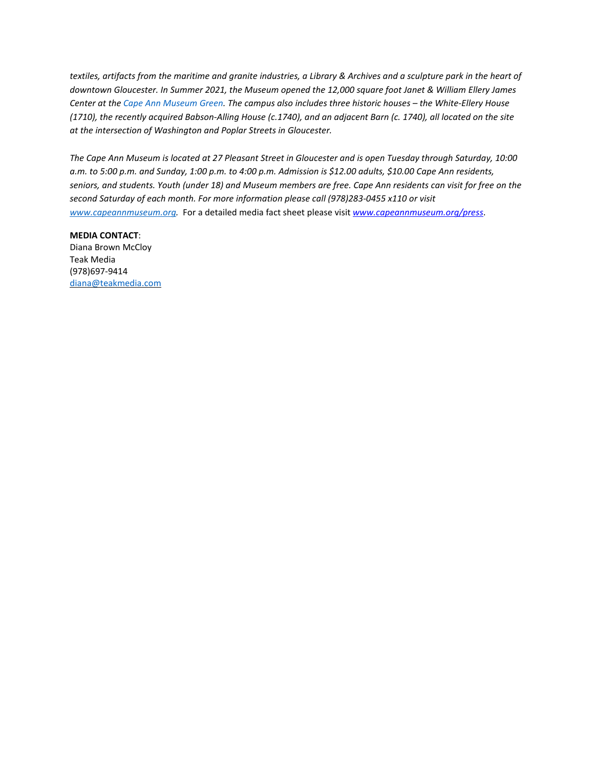*textiles, artifacts from the maritime and granite industries, a Library & Archives and a sculpture park in the heart of downtown Gloucester. In Summer 2021, the Museum opened the 12,000 square foot Janet & William Ellery James Center at the Cape Ann Museum Green. The campus also includes three historic houses – the White-Ellery House (1710), the recently acquired Babson-Alling House (c.1740), and an adjacent Barn (c. 1740), all located on the site at the intersection of Washington and Poplar Streets in Gloucester.*

*The Cape Ann Museum is located at 27 Pleasant Street in Gloucester and is open Tuesday through Saturday, 10:00 a.m. to 5:00 p.m. and Sunday, 1:00 p.m. to 4:00 p.m. Admission is $12.00 adults, $10.00 Cape Ann residents, seniors, and students. Youth (under 18) and Museum members are free. Cape Ann residents can visit for free on the second Saturday of each month. For more information please call (978)283-0455 x110 or visit www.capeannmuseum.org.* For a detailed media fact sheet please visit *www.capeannmuseum.org/press*.

**MEDIA CONTACT**:
Diana Brown McCloy
Teak Media
(978)697-9414
diana@teakmedia.com